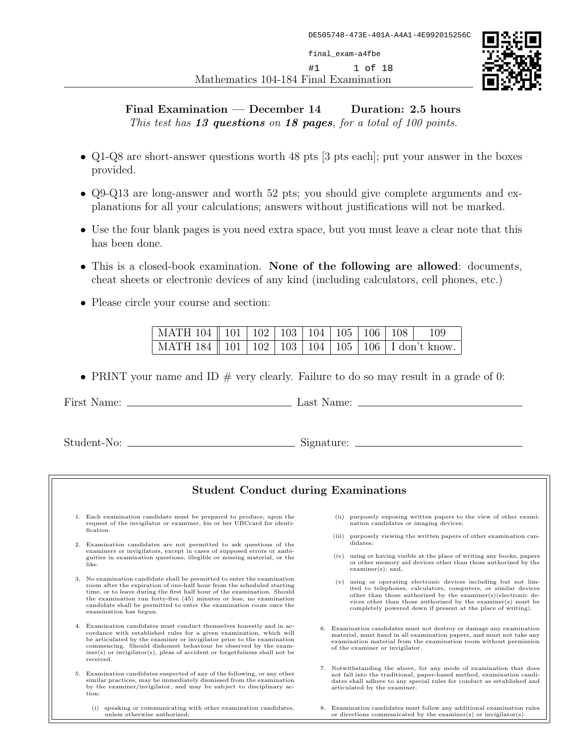# Mathematics 104-184 Final Examination

**Final Examination — December 14 Duration: 2.5 hours**

*This test has **13 questions** on **18 pages**, for a total of 100 points.*

- Q1-Q8 are short-answer questions worth 48 pts [3 pts each]; put your answer in the boxes provided.
- Q9-Q13 are long-answer and worth 52 pts; you should give complete arguments and explanations for all your calculations; answers without justifications will not be marked.
- Use the four blank pages is you need extra space, but you must leave a clear note that this has been done.
- This is a closed-book examination. **None of the following are allowed**: documents, cheat sheets or electronic devices of any kind (including calculators, cell phones, etc.)
- Please circle your course and section:

| MATH 104 | 101 | 102 | 103 | 104 | 105 | 106 | 108 | 109 |
|---|---|---|---|---|---|---|---|---|
| MATH 184 | 101 | 102 | 103 | 104 | 105 | 106 | I don't know. | |

- PRINT your name and ID # very clearly. Failure to do so may result in a grade of 0:

First Name: ______________________ Last Name: ______________________

Student-No: ______________________ Signature: ______________________

## Student Conduct during Examinations

1. Each examination candidate must be prepared to produce, upon the request of the invigilator or examiner, his or her UBCcard for identification.
2. Examination candidates are not permitted to ask questions of the examiners or invigilators, except in cases of supposed errors or ambiguities in examination questions, illegible or missing material, or the like.
3. No examination candidate shall be permitted to enter the examination room after the expiration of one-half hour from the scheduled starting time, or to leave during the first half hour of the examination. Should the examination run forty-five (45) minutes or less, no examination candidate shall be permitted to enter the examination room once the examination has begun.
4. Examination candidates must conduct themselves honestly and in accordance with established rules for a given examination, which will be articulated by the examiner or invigilator prior to the examination commencing. Should dishonest behaviour be observed by the examiner(s) or invigilator(s), pleas of accident or forgetfulness shall not be received.
5. Examination candidates suspected of any of the following, or any other similar practices, may be immediately dismissed from the examination by the examiner/invigilator, and may be subject to disciplinary action:
   (i) speaking or communicating with other examination candidates, unless otherwise authorized;
   (ii) purposely exposing written papers to the view of other examination candidates or imaging devices;
   (iii) purposely viewing the written papers of other examination candidates;
   (iv) using or having visible at the place of writing any books, papers or other memory aid devices other than those authorized by the examiner(s); and,
   (v) using or operating electronic devices including but not limited to telephones, calculators, computers, or similar devices other than those authorized by the examiner(s)(electronic devices other than those authorized by the examiner(s) must be completely powered down if present at the place of writing).
6. Examination candidates must not destroy or damage any examination material, must hand in all examination papers, and must not take any examination material from the examination room without permission of the examiner or invigilator.
7. Notwithstanding the above, for any mode of examination that does not fall into the traditional, paper-based method, examination candidates shall adhere to any special rules for conduct as established and articulated by the examiner.
8. Examination candidates must follow any additional examination rules or directions communicated by the examiner(s) or invigilator(s).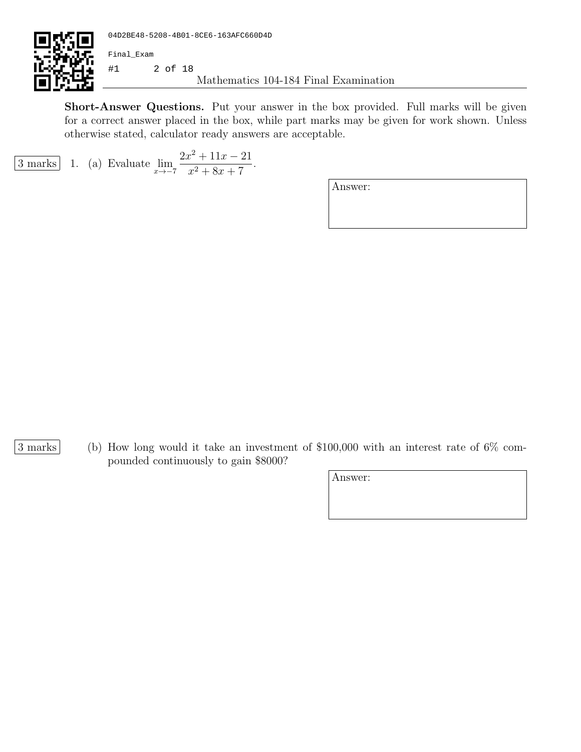**Short-Answer Questions.** Put your answer in the box provided. Full marks will be given for a correct answer placed in the box, while part marks may be given for work shown. Unless otherwise stated, calculator ready answers are acceptable.

3 marks

1. (a) Evaluate $\displaystyle\lim_{x \to -7} \frac{2x^2 + 11x - 21}{x^2 + 8x + 7}$.

Answer:

3 marks

(b) How long would it take an investment of $100,000 with an interest rate of 6% compounded continuously to gain $8000?

Answer: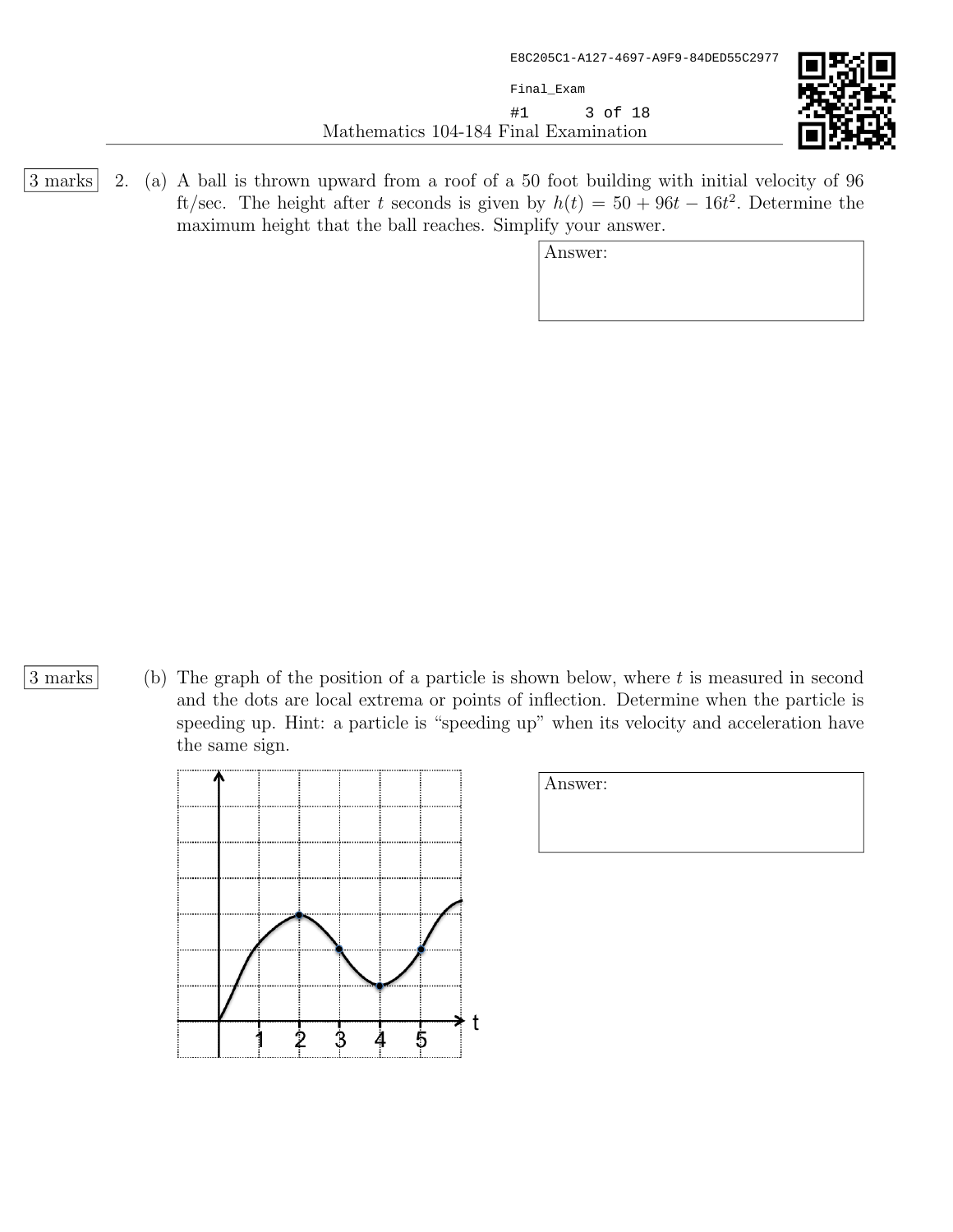3 marks

2. (a) A ball is thrown upward from a roof of a 50 foot building with initial velocity of 96 ft/sec. The height after $t$ seconds is given by $h(t) = 50 + 96t - 16t^2$. Determine the maximum height that the ball reaches. Simplify your answer.

Answer:

3 marks

(b) The graph of the position of a particle is shown below, where $t$ is measured in second and the dots are local extrema or points of inflection. Determine when the particle is speeding up. Hint: a particle is "speeding up" when its velocity and acceleration have the same sign.

Answer: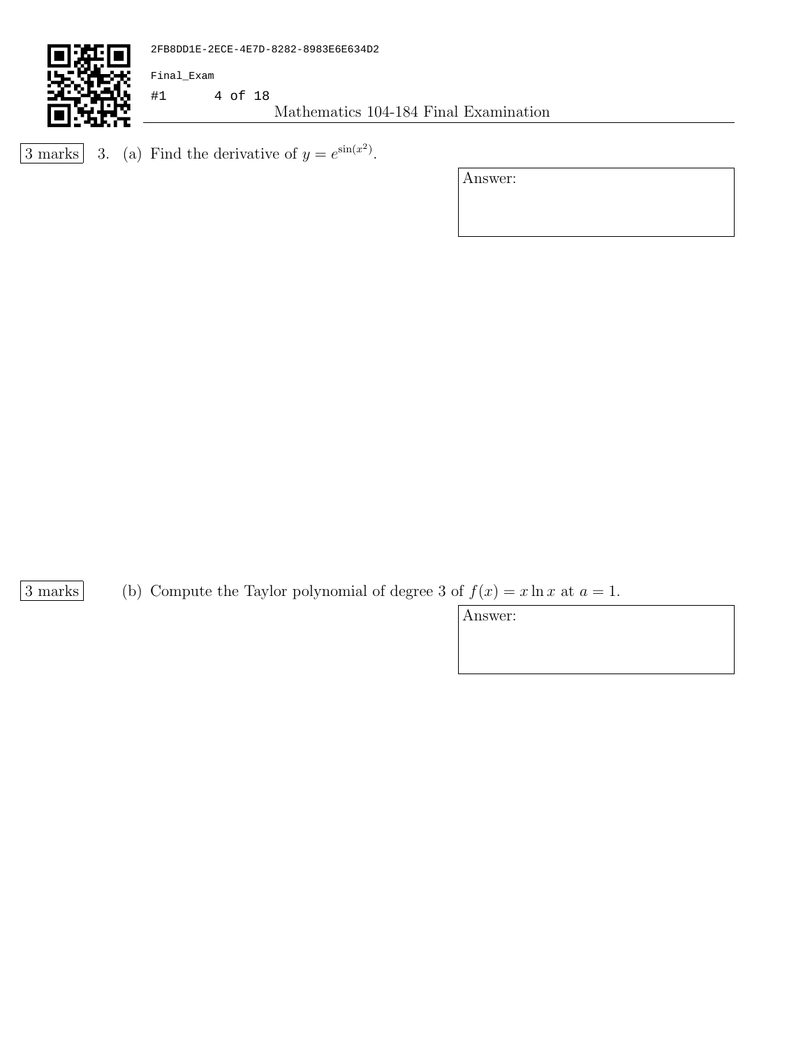3 marks 3. (a) Find the derivative of $y = e^{\sin(x^2)}$.

Answer:

3 marks (b) Compute the Taylor polynomial of degree 3 of $f(x) = x \ln x$ at $a = 1$.

Answer: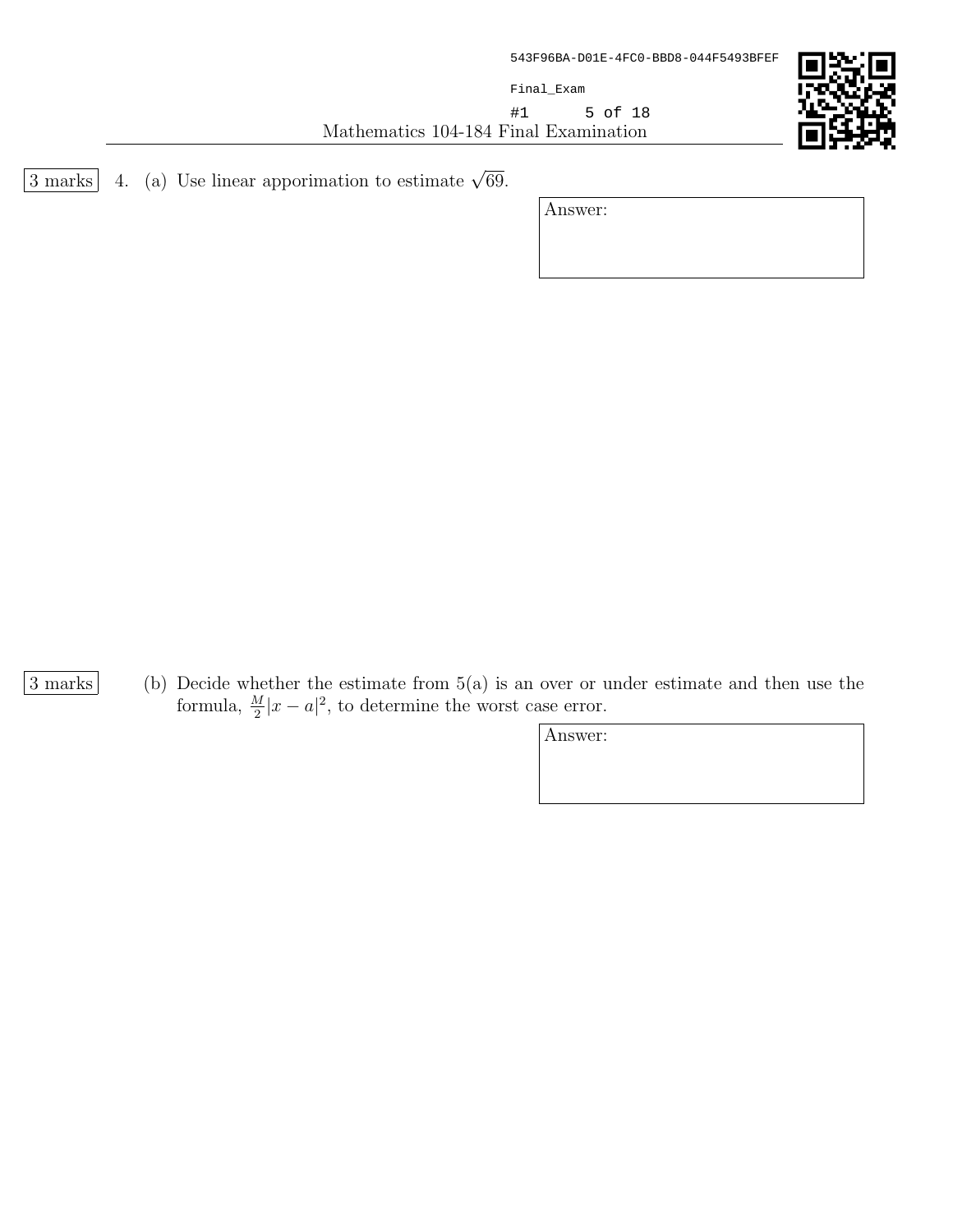3 marks 4. (a) Use linear apporimation to estimate $\sqrt{69}$.

Answer:

3 marks (b) Decide whether the estimate from 5(a) is an over or under estimate and then use the formula, $\frac{M}{2}|x - a|^2$, to determine the worst case error.

Answer: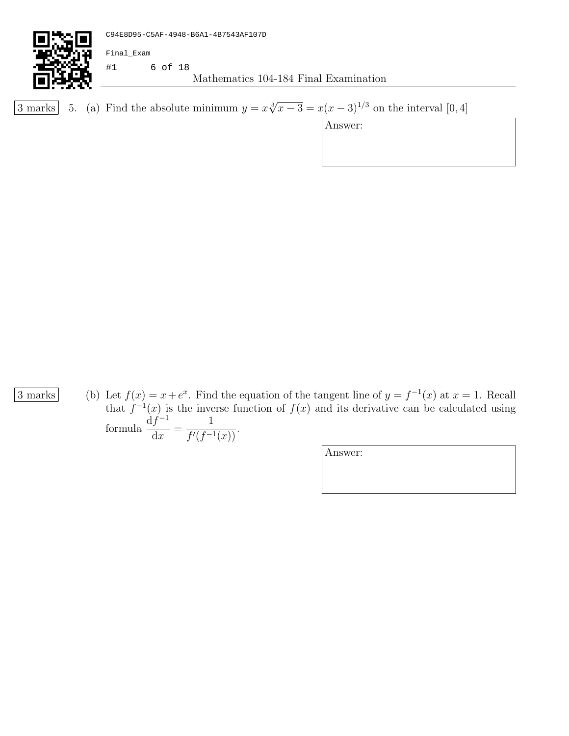3 marks

5. (a) Find the absolute minimum $y = x\sqrt[3]{x-3} = x(x-3)^{1/3}$ on the interval $[0, 4]$

Answer:

3 marks

(b) Let $f(x) = x + e^x$. Find the equation of the tangent line of $y = f^{-1}(x)$ at $x = 1$. Recall that $f^{-1}(x)$ is the inverse function of $f(x)$ and its derivative can be calculated using formula $\dfrac{\mathrm{d}f^{-1}}{\mathrm{d}x} = \dfrac{1}{f'(f^{-1}(x))}$.

Answer: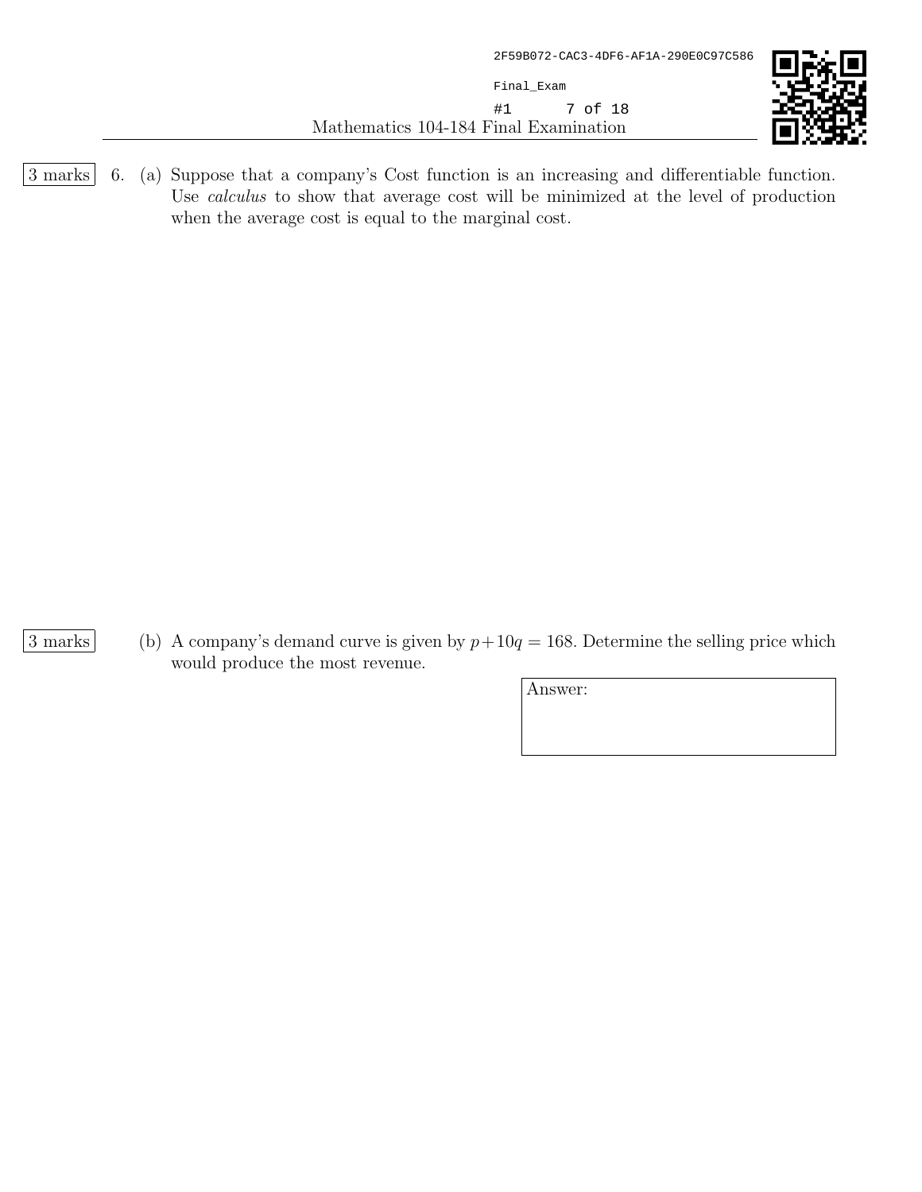3 marks 6. (a) Suppose that a company's Cost function is an increasing and differentiable function. Use *calculus* to show that average cost will be minimized at the level of production when the average cost is equal to the marginal cost.

3 marks (b) A company's demand curve is given by $p + 10q = 168$. Determine the selling price which would produce the most revenue.

Answer: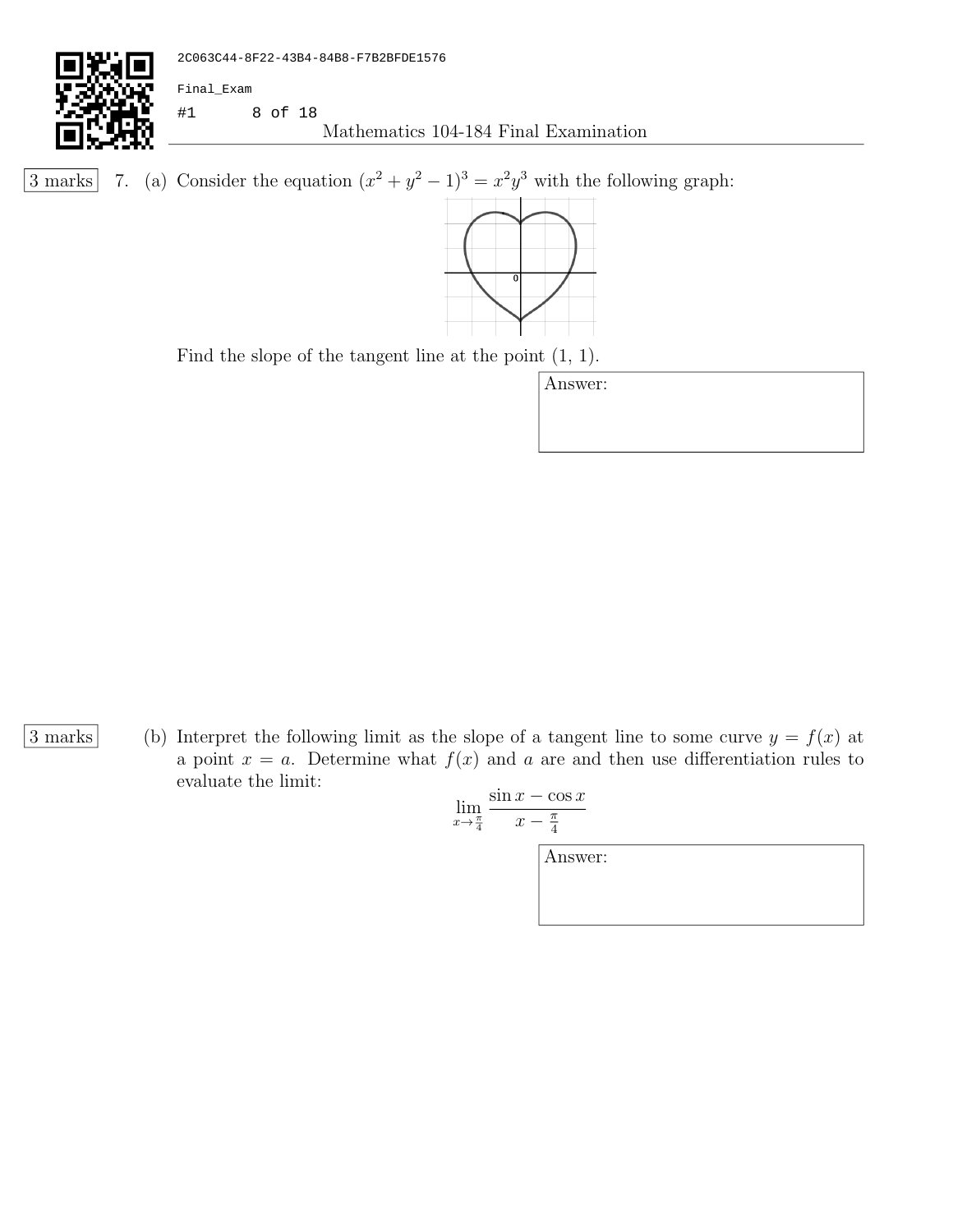3 marks

7. (a) Consider the equation $(x^2 + y^2 - 1)^3 = x^2 y^3$ with the following graph:

Find the slope of the tangent line at the point (1, 1).

Answer:

3 marks

(b) Interpret the following limit as the slope of a tangent line to some curve $y = f(x)$ at a point $x = a$. Determine what $f(x)$ and $a$ are and then use differentiation rules to evaluate the limit:

$$\lim_{x \to \frac{\pi}{4}} \frac{\sin x - \cos x}{x - \frac{\pi}{4}}$$

Answer: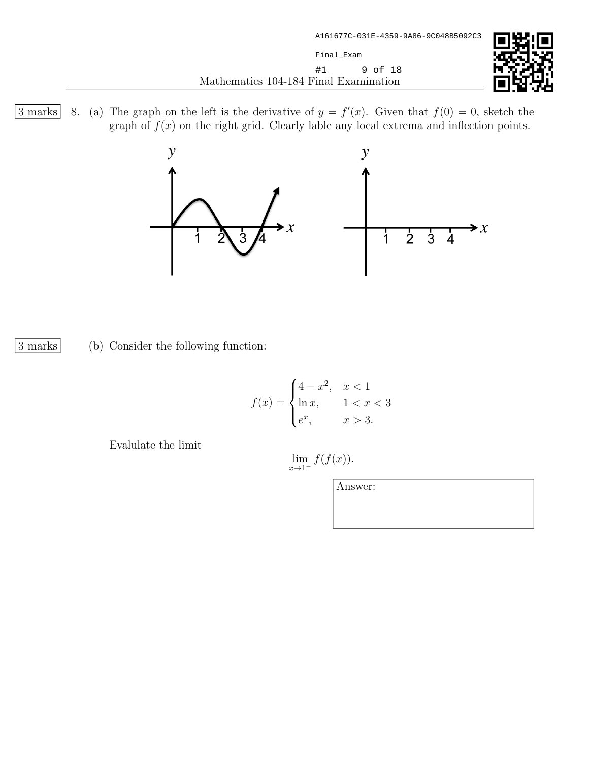3 marks

8. (a) The graph on the left is the derivative of $y = f'(x)$. Given that $f(0) = 0$, sketch the graph of $f(x)$ on the right grid. Clearly lable any local extrema and inflection points.

3 marks

(b) Consider the following function:

$$f(x) = \begin{cases} 4 - x^2, & x < 1 \\ \ln x, & 1 < x < 3 \\ e^x, & x > 3. \end{cases}$$

Evalulate the limit

$$\lim_{x \to 1^-} f(f(x)).$$

Answer: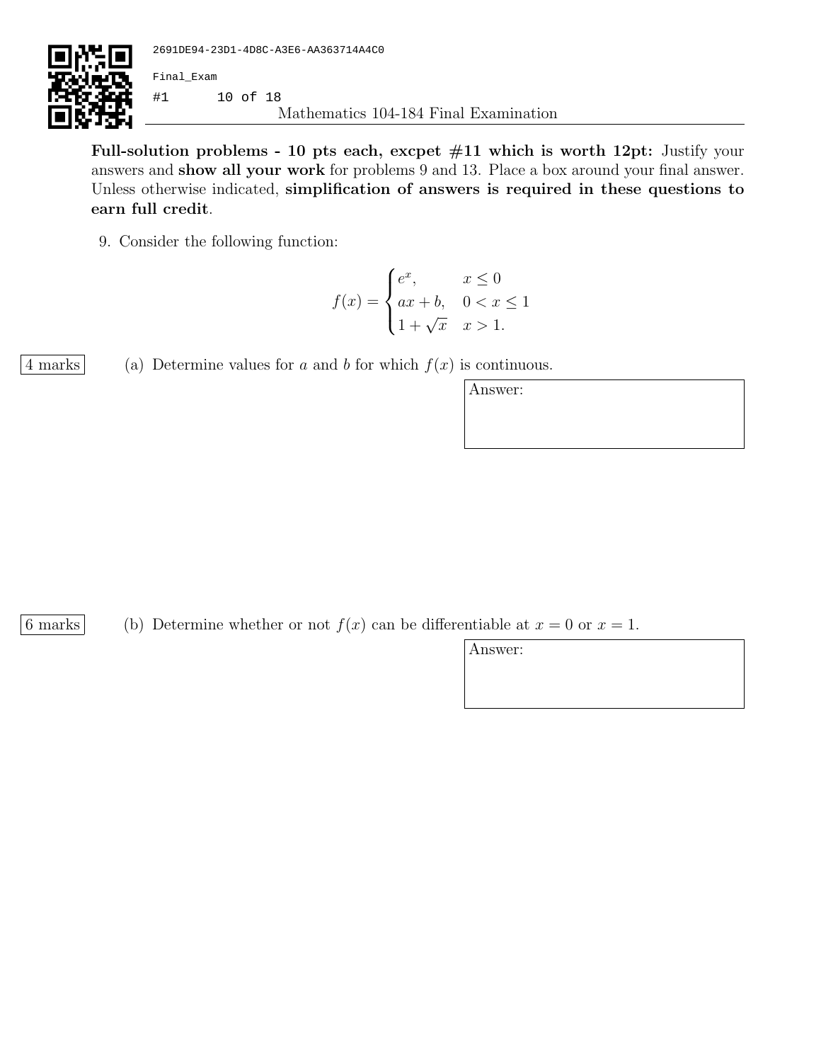**Full-solution problems - 10 pts each, excpet #11 which is worth 12pt:** Justify your answers and **show all your work** for problems 9 and 13. Place a box around your final answer. Unless otherwise indicated, **simplification of answers is required in these questions to earn full credit**.

9. Consider the following function:

$$f(x) = \begin{cases} e^x, & x \leq 0 \\ ax + b, & 0 < x \leq 1 \\ 1 + \sqrt{x} & x > 1. \end{cases}$$

4 marks

(a) Determine values for $a$ and $b$ for which $f(x)$ is continuous.

Answer:

6 marks

(b) Determine whether or not $f(x)$ can be differentiable at $x = 0$ or $x = 1$.

Answer: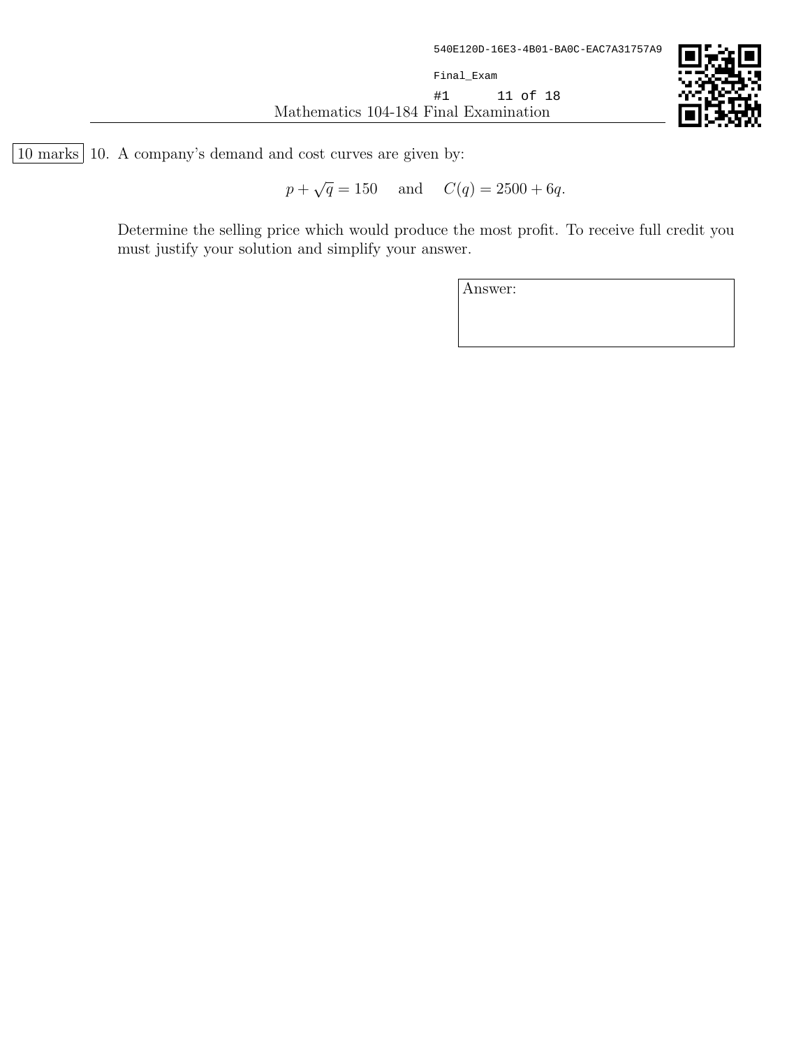10 marks 10. A company's demand and cost curves are given by:

$$p + \sqrt{q} = 150 \quad \text{and} \quad C(q) = 2500 + 6q.$$

Determine the selling price which would produce the most profit. To receive full credit you must justify your solution and simplify your answer.

Answer: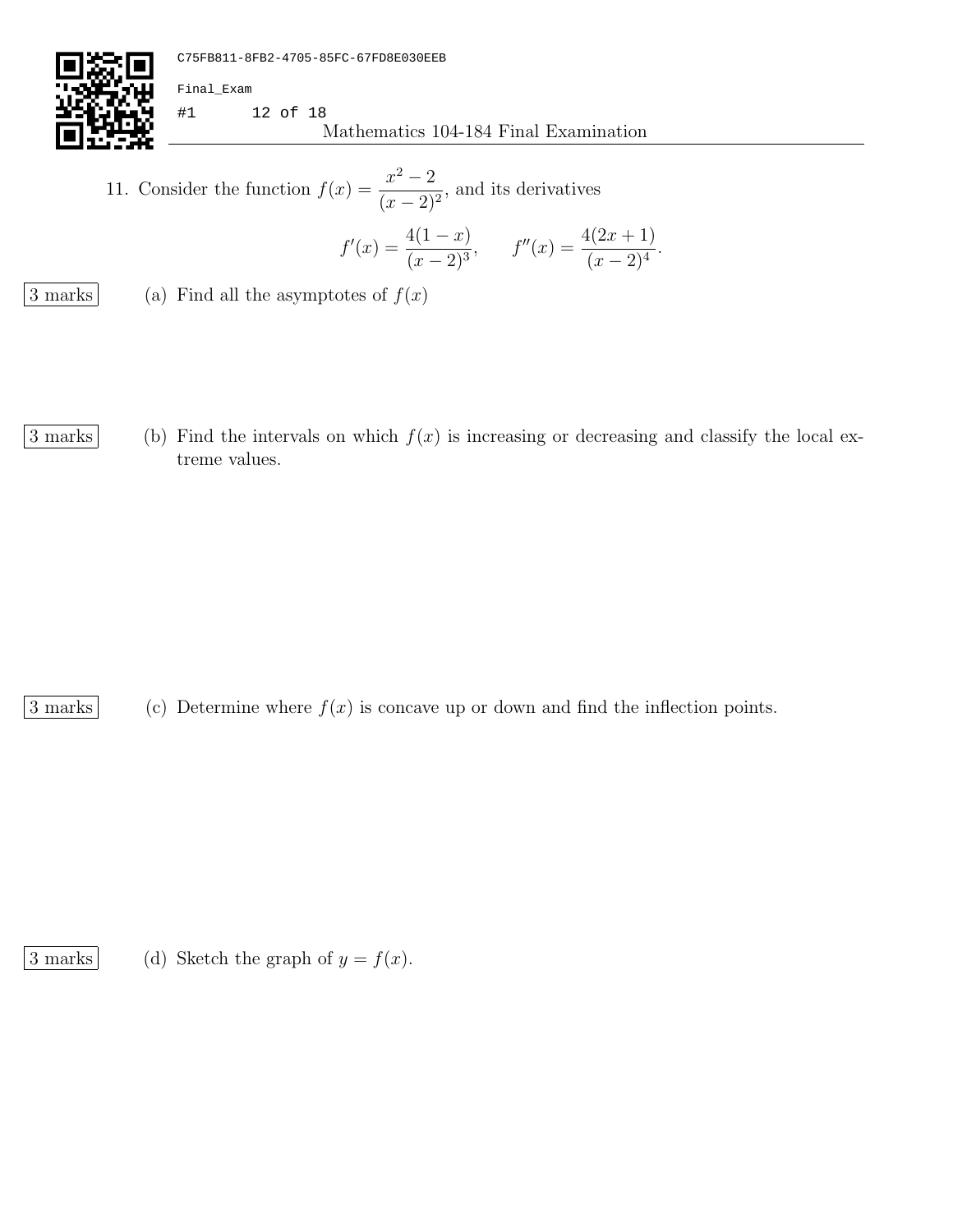11. Consider the function $f(x) = \dfrac{x^2 - 2}{(x-2)^2}$, and its derivatives

$$f'(x) = \frac{4(1-x)}{(x-2)^3}, \qquad f''(x) = \frac{4(2x+1)}{(x-2)^4}.$$

3 marks (a) Find all the asymptotes of $f(x)$

3 marks (b) Find the intervals on which $f(x)$ is increasing or decreasing and classify the local extreme values.

3 marks (c) Determine where $f(x)$ is concave up or down and find the inflection points.

3 marks (d) Sketch the graph of $y = f(x)$.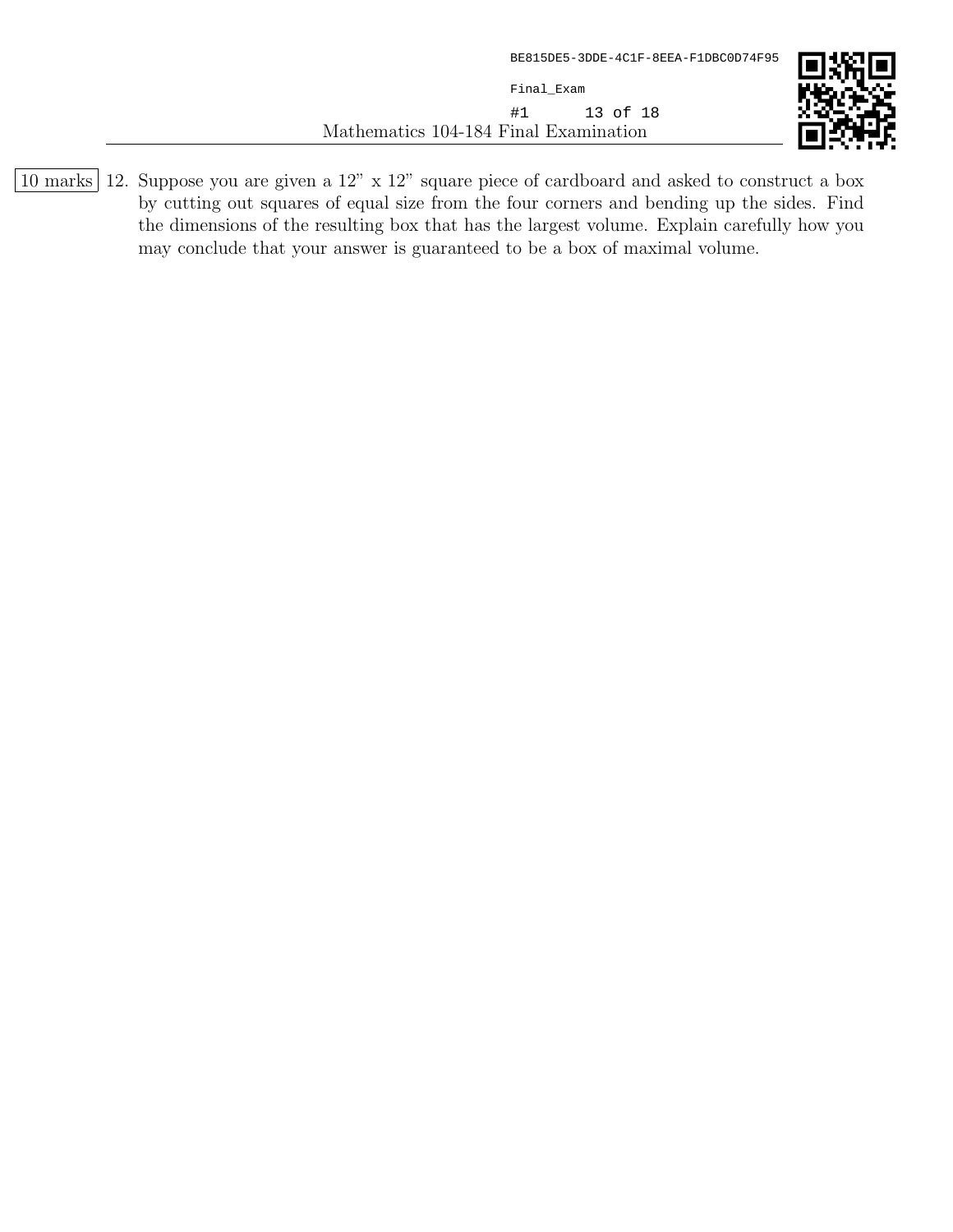10 marks 12. Suppose you are given a 12" x 12" square piece of cardboard and asked to construct a box by cutting out squares of equal size from the four corners and bending up the sides. Find the dimensions of the resulting box that has the largest volume. Explain carefully how you may conclude that your answer is guaranteed to be a box of maximal volume.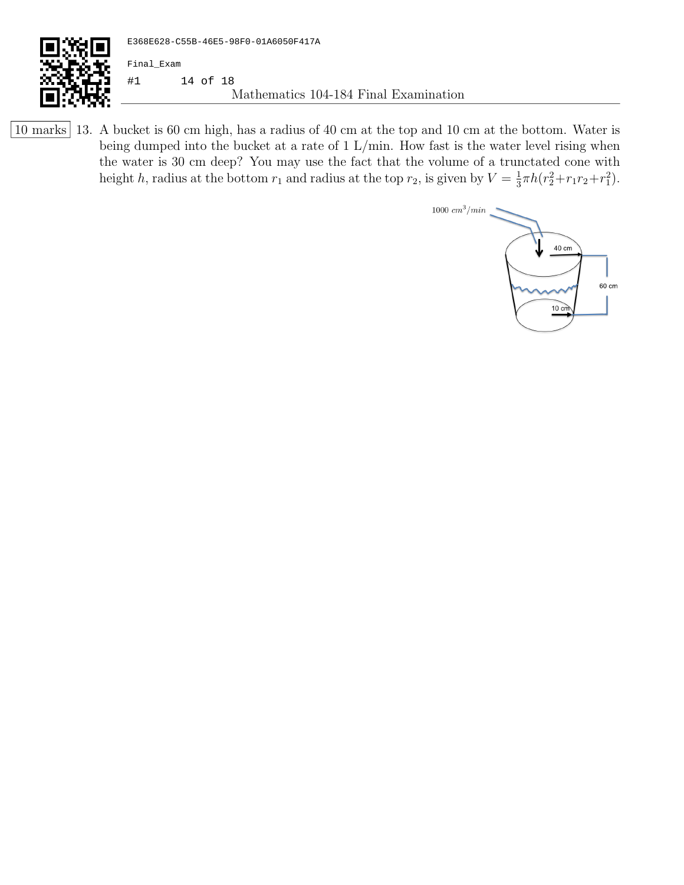10 marks 13. A bucket is 60 cm high, has a radius of 40 cm at the top and 10 cm at the bottom. Water is being dumped into the bucket at a rate of 1 L/min. How fast is the water level rising when the water is 30 cm deep? You may use the fact that the volume of a tunctated cone with height $h$, radius at the bottom $r_1$ and radius at the top $r_2$, is given by $V = \frac{1}{3}\pi h(r_2^2 + r_1 r_2 + r_1^2)$.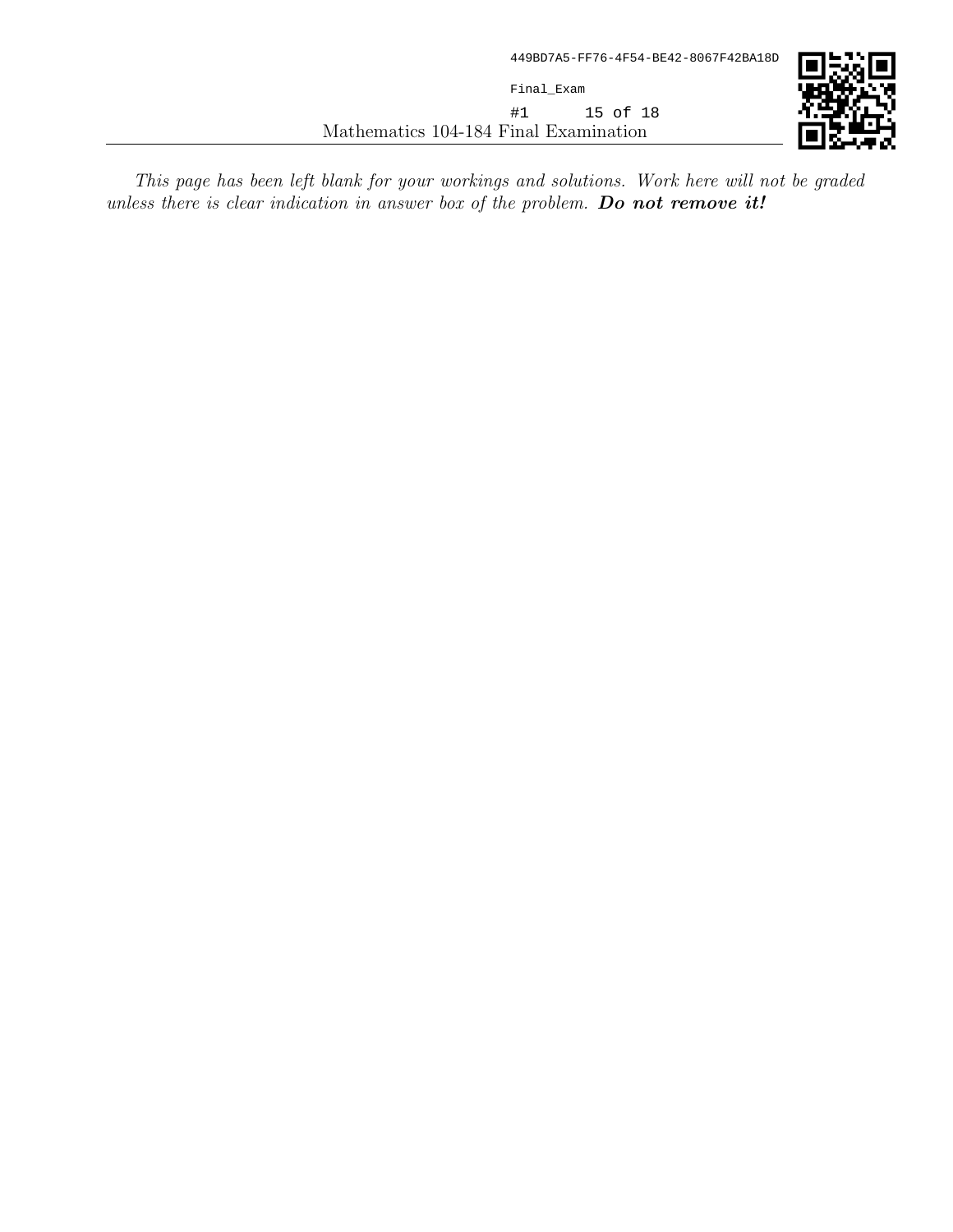*This page has been left blank for your workings and solutions. Work here will not be graded unless there is clear indication in answer box of the problem.* ***Do not remove it!***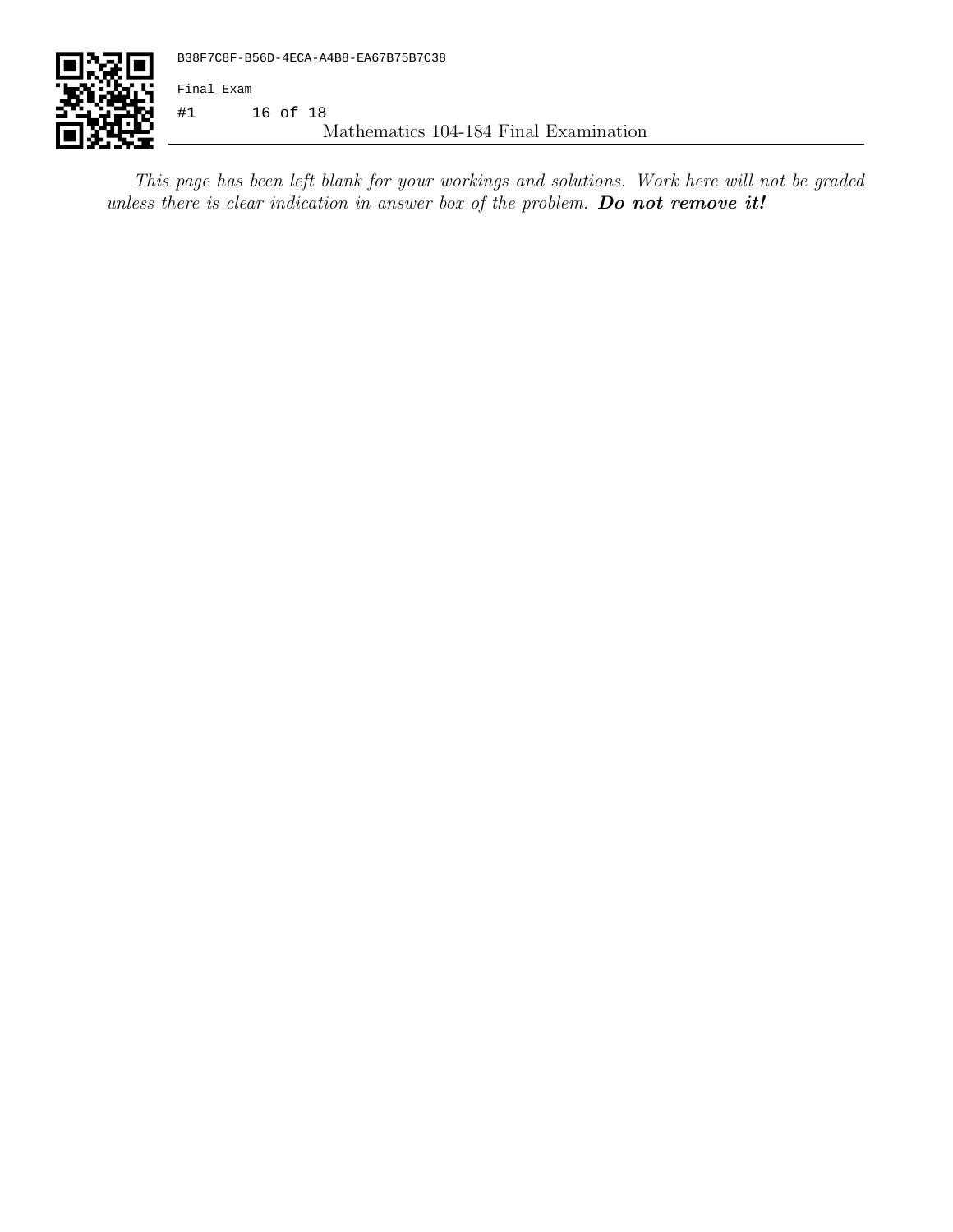*This page has been left blank for your workings and solutions. Work here will not be graded unless there is clear indication in answer box of the problem.* ***Do not remove it!***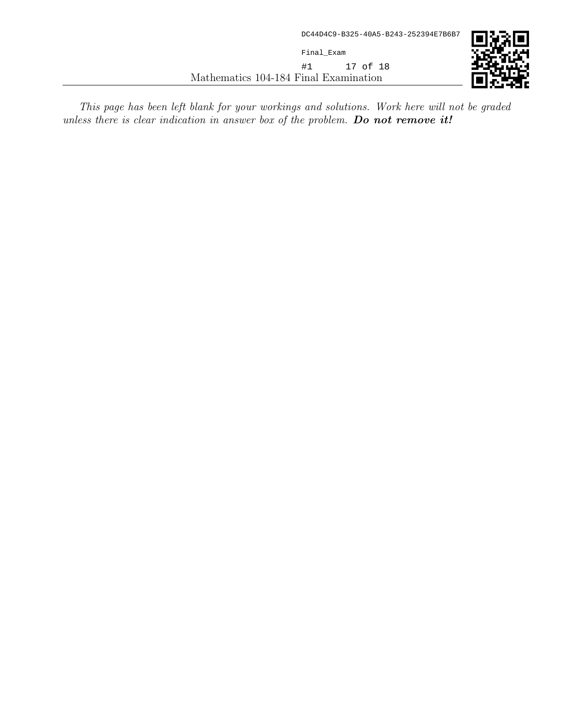*This page has been left blank for your workings and solutions. Work here will not be graded unless there is clear indication in answer box of the problem.* ***Do not remove it!***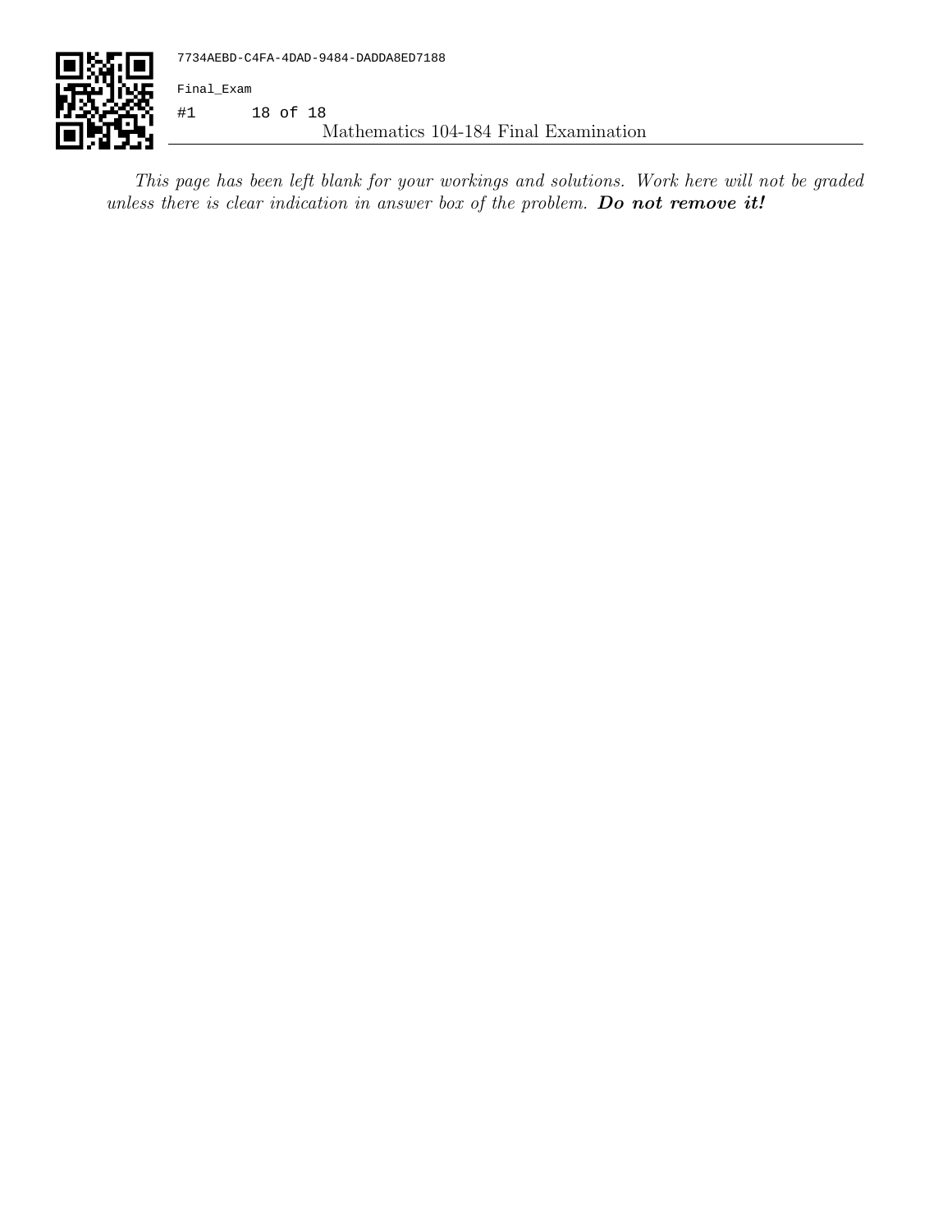*This page has been left blank for your workings and solutions. Work here will not be graded unless there is clear indication in answer box of the problem.* ***Do not remove it!***